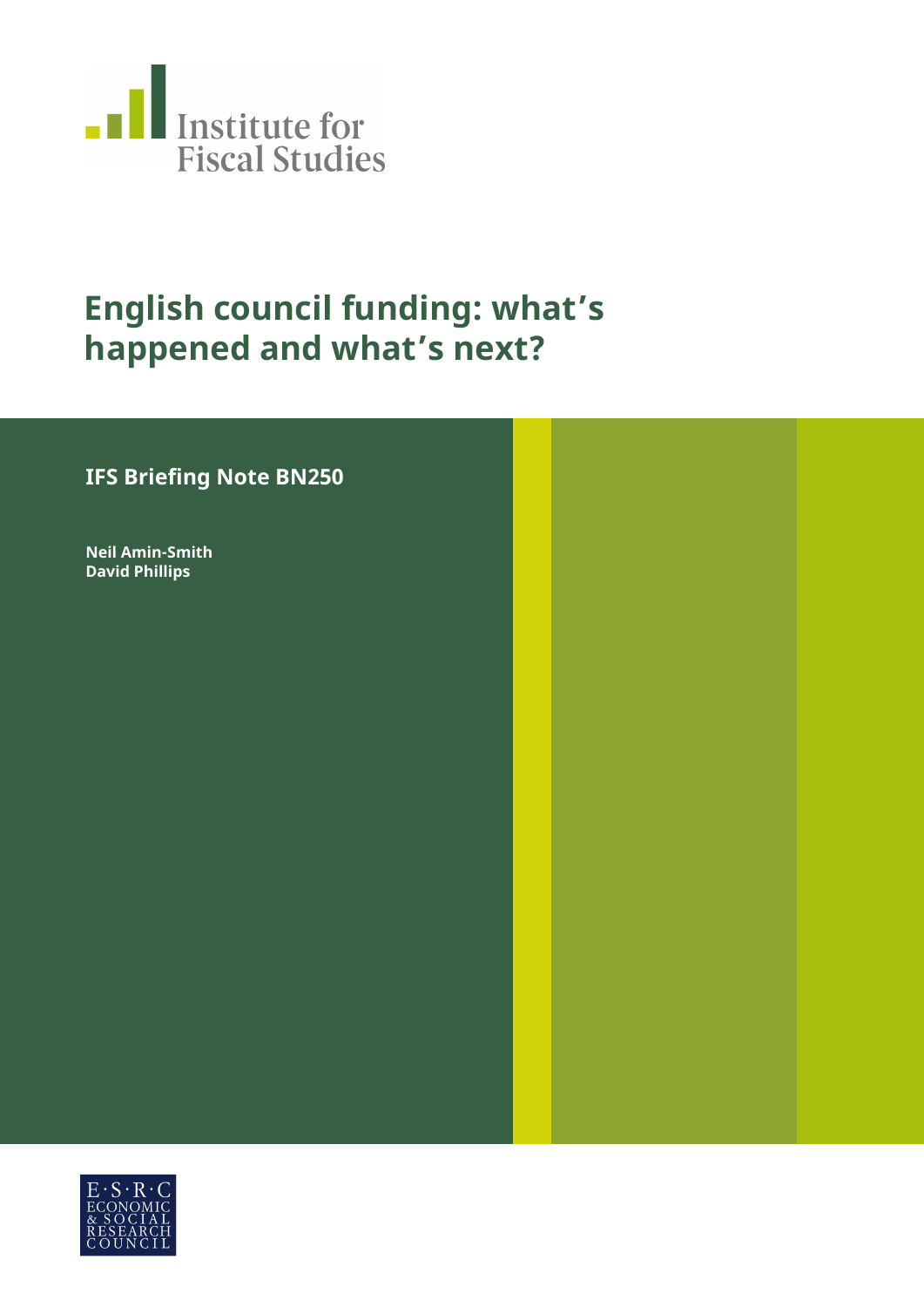Institute for Fiscal Studies

# English council funding: what's happened and what's next?

**IFS Briefing Note BN250**

**Neil Amin-Smith**
**David Phillips**

E·S·R·C ECONOMIC & SOCIAL RESEARCH COUNCIL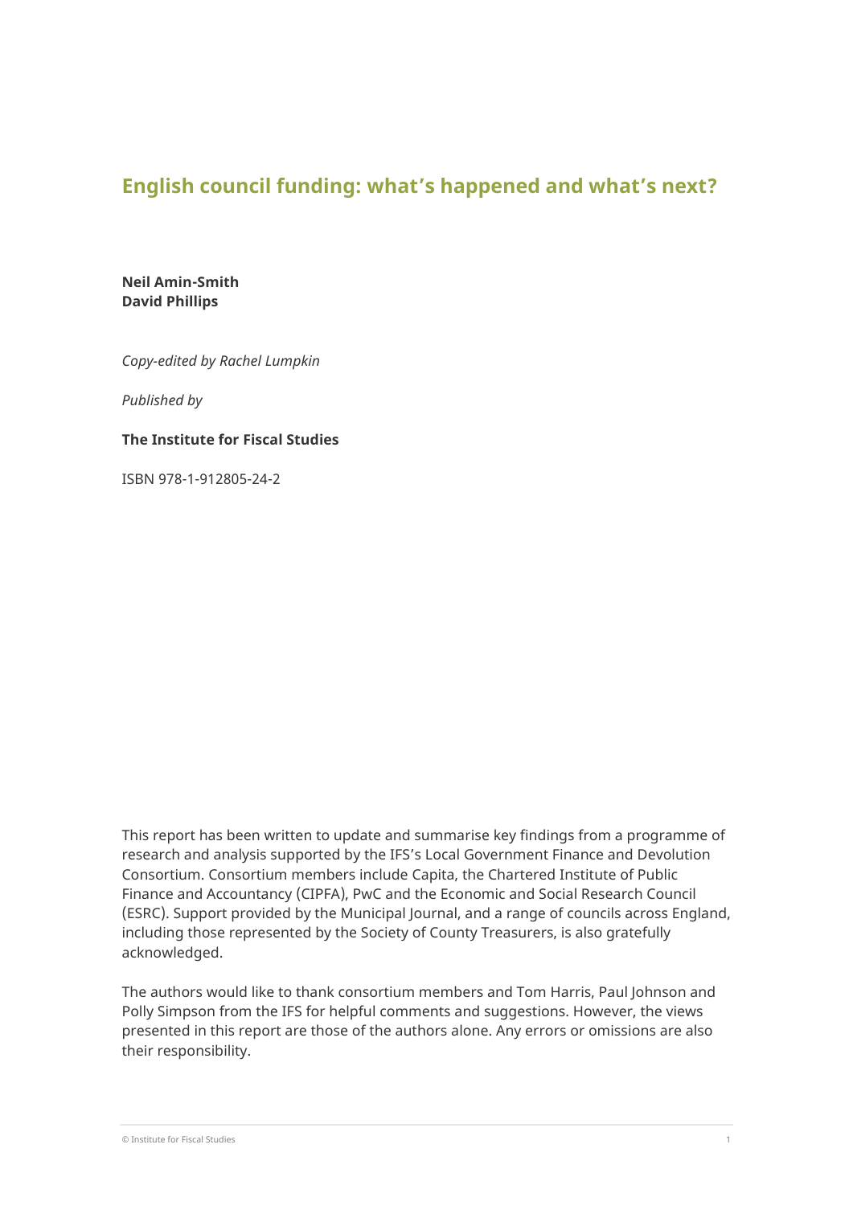# English council funding: what's happened and what's next?

**Neil Amin-Smith**
**David Phillips**

*Copy-edited by Rachel Lumpkin*

*Published by*

**The Institute for Fiscal Studies**

ISBN 978-1-912805-24-2

This report has been written to update and summarise key findings from a programme of research and analysis supported by the IFS's Local Government Finance and Devolution Consortium. Consortium members include Capita, the Chartered Institute of Public Finance and Accountancy (CIPFA), PwC and the Economic and Social Research Council (ESRC). Support provided by the Municipal Journal, and a range of councils across England, including those represented by the Society of County Treasurers, is also gratefully acknowledged.

The authors would like to thank consortium members and Tom Harris, Paul Johnson and Polly Simpson from the IFS for helpful comments and suggestions. However, the views presented in this report are those of the authors alone. Any errors or omissions are also their responsibility.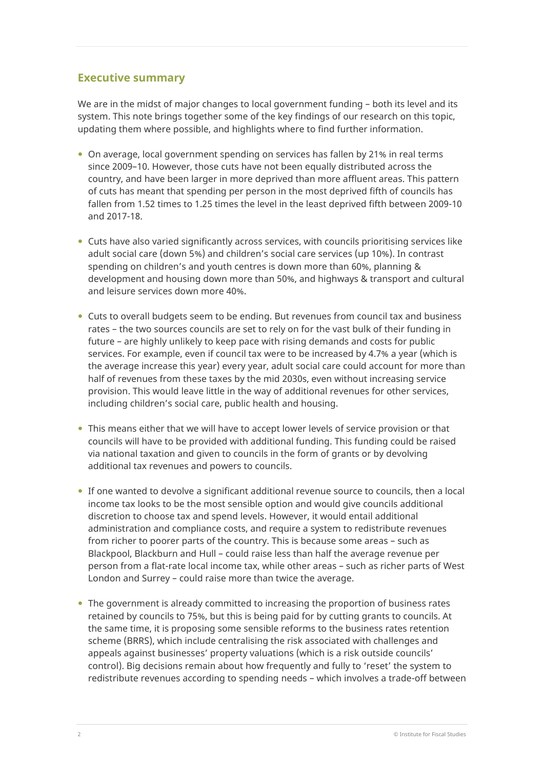## Executive summary

We are in the midst of major changes to local government funding – both its level and its system. This note brings together some of the key findings of our research on this topic, updating them where possible, and highlights where to find further information.

- On average, local government spending on services has fallen by 21% in real terms since 2009–10. However, those cuts have not been equally distributed across the country, and have been larger in more deprived than more affluent areas. This pattern of cuts has meant that spending per person in the most deprived fifth of councils has fallen from 1.52 times to 1.25 times the level in the least deprived fifth between 2009-10 and 2017-18.

- Cuts have also varied significantly across services, with councils prioritising services like adult social care (down 5%) and children's social care services (up 10%). In contrast spending on children's and youth centres is down more than 60%, planning & development and housing down more than 50%, and highways & transport and cultural and leisure services down more 40%.

- Cuts to overall budgets seem to be ending. But revenues from council tax and business rates – the two sources councils are set to rely on for the vast bulk of their funding in future – are highly unlikely to keep pace with rising demands and costs for public services. For example, even if council tax were to be increased by 4.7% a year (which is the average increase this year) every year, adult social care could account for more than half of revenues from these taxes by the mid 2030s, even without increasing service provision. This would leave little in the way of additional revenues for other services, including children's social care, public health and housing.

- This means either that we will have to accept lower levels of service provision or that councils will have to be provided with additional funding. This funding could be raised via national taxation and given to councils in the form of grants or by devolving additional tax revenues and powers to councils.

- If one wanted to devolve a significant additional revenue source to councils, then a local income tax looks to be the most sensible option and would give councils additional discretion to choose tax and spend levels. However, it would entail additional administration and compliance costs, and require a system to redistribute revenues from richer to poorer parts of the country. This is because some areas – such as Blackpool, Blackburn and Hull – could raise less than half the average revenue per person from a flat-rate local income tax, while other areas – such as richer parts of West London and Surrey – could raise more than twice the average.

- The government is already committed to increasing the proportion of business rates retained by councils to 75%, but this is being paid for by cutting grants to councils. At the same time, it is proposing some sensible reforms to the business rates retention scheme (BRRS), which include centralising the risk associated with challenges and appeals against businesses' property valuations (which is a risk outside councils' control). Big decisions remain about how frequently and fully to 'reset' the system to redistribute revenues according to spending needs – which involves a trade-off between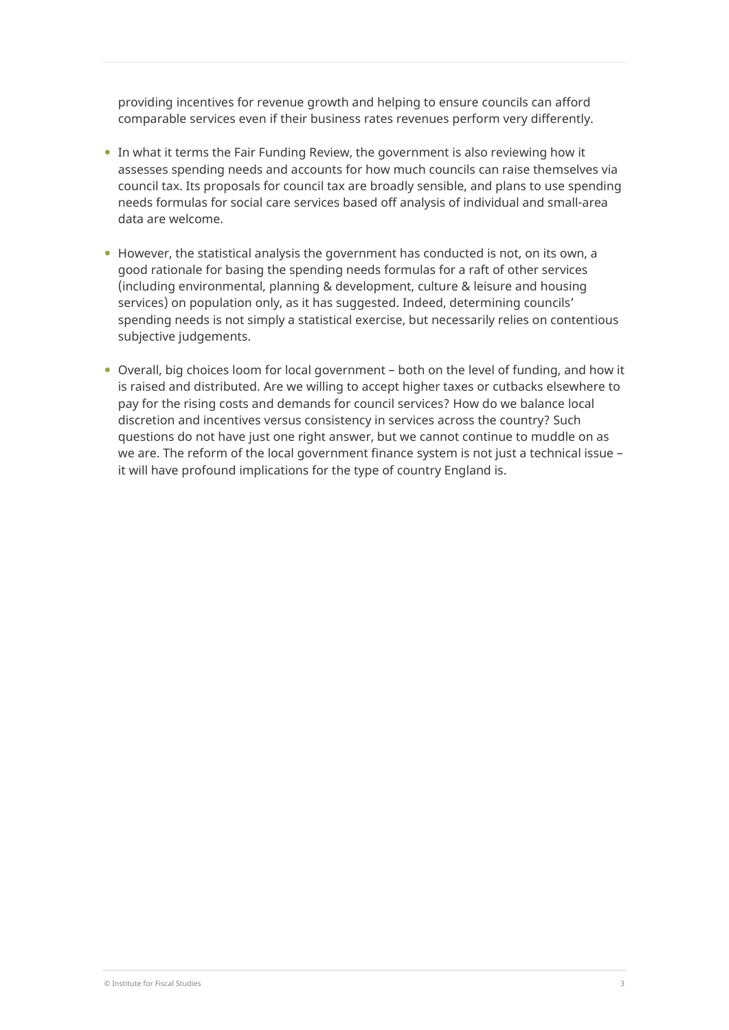providing incentives for revenue growth and helping to ensure councils can afford comparable services even if their business rates revenues perform very differently.

- In what it terms the Fair Funding Review, the government is also reviewing how it assesses spending needs and accounts for how much councils can raise themselves via council tax. Its proposals for council tax are broadly sensible, and plans to use spending needs formulas for social care services based off analysis of individual and small-area data are welcome.

- However, the statistical analysis the government has conducted is not, on its own, a good rationale for basing the spending needs formulas for a raft of other services (including environmental, planning & development, culture & leisure and housing services) on population only, as it has suggested. Indeed, determining councils' spending needs is not simply a statistical exercise, but necessarily relies on contentious subjective judgements.

- Overall, big choices loom for local government – both on the level of funding, and how it is raised and distributed. Are we willing to accept higher taxes or cutbacks elsewhere to pay for the rising costs and demands for council services? How do we balance local discretion and incentives versus consistency in services across the country? Such questions do not have just one right answer, but we cannot continue to muddle on as we are. The reform of the local government finance system is not just a technical issue – it will have profound implications for the type of country England is.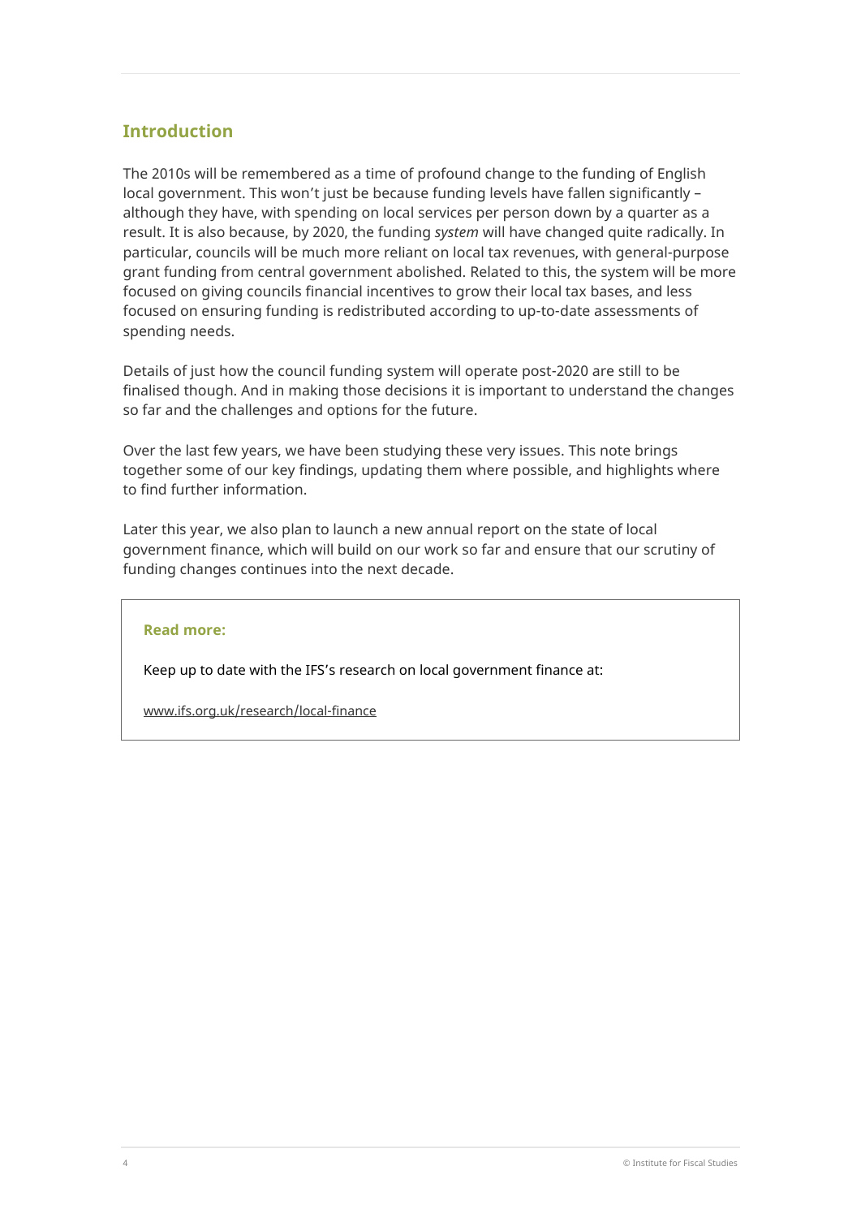## Introduction

The 2010s will be remembered as a time of profound change to the funding of English local government. This won't just be because funding levels have fallen significantly – although they have, with spending on local services per person down by a quarter as a result. It is also because, by 2020, the funding *system* will have changed quite radically. In particular, councils will be much more reliant on local tax revenues, with general-purpose grant funding from central government abolished. Related to this, the system will be more focused on giving councils financial incentives to grow their local tax bases, and less focused on ensuring funding is redistributed according to up-to-date assessments of spending needs.

Details of just how the council funding system will operate post-2020 are still to be finalised though. And in making those decisions it is important to understand the changes so far and the challenges and options for the future.

Over the last few years, we have been studying these very issues. This note brings together some of our key findings, updating them where possible, and highlights where to find further information.

Later this year, we also plan to launch a new annual report on the state of local government finance, which will build on our work so far and ensure that our scrutiny of funding changes continues into the next decade.

**Read more:**

Keep up to date with the IFS's research on local government finance at:

www.ifs.org.uk/research/local-finance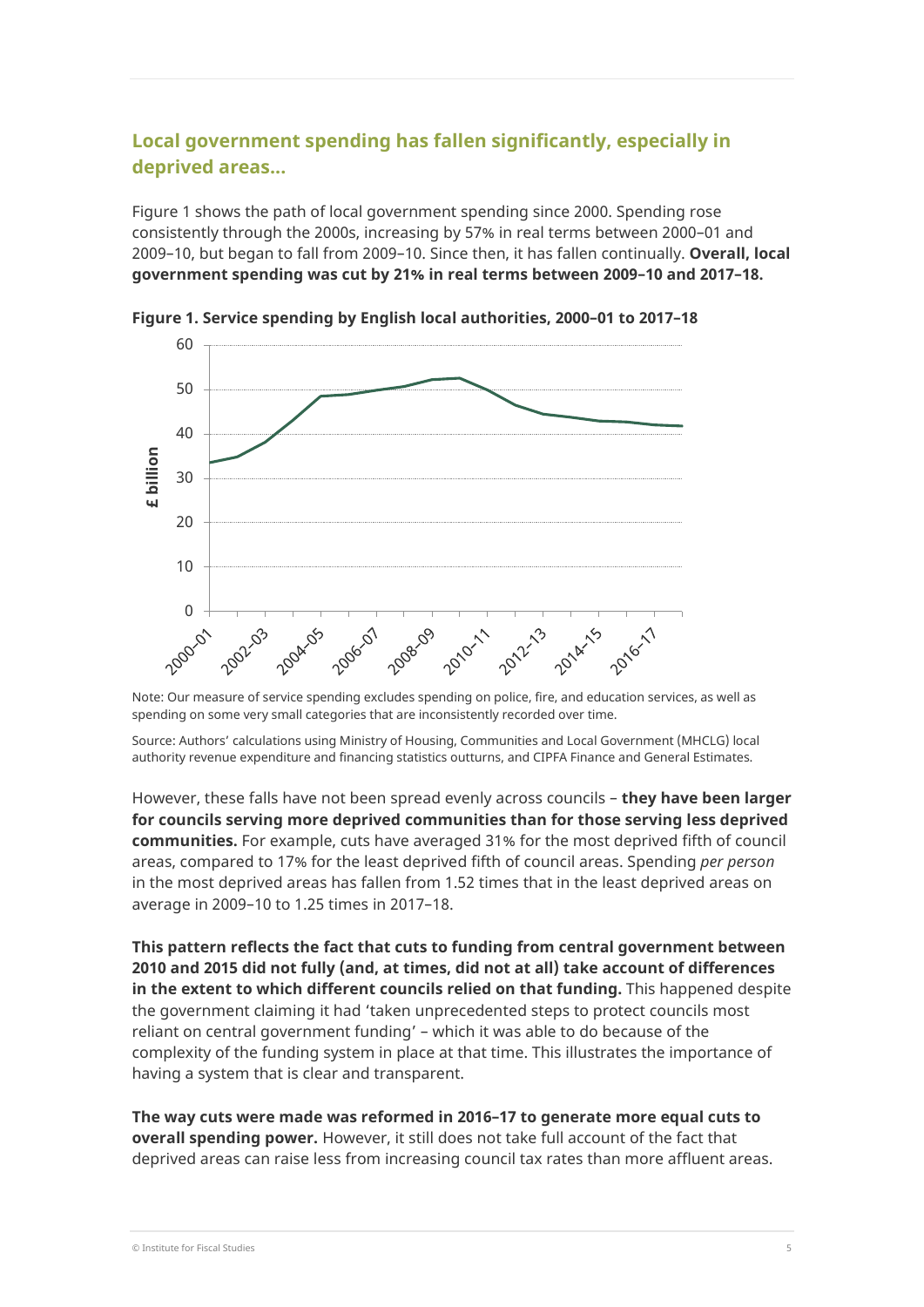## Local government spending has fallen significantly, especially in deprived areas…

Figure 1 shows the path of local government spending since 2000. Spending rose consistently through the 2000s, increasing by 57% in real terms between 2000–01 and 2009–10, but began to fall from 2009–10. Since then, it has fallen continually. **Overall, local government spending was cut by 21% in real terms between 2009–10 and 2017–18.**

**Figure 1. Service spending by English local authorities, 2000–01 to 2017–18**

Note: Our measure of service spending excludes spending on police, fire, and education services, as well as spending on some very small categories that are inconsistently recorded over time.

Source: Authors' calculations using Ministry of Housing, Communities and Local Government (MHCLG) local authority revenue expenditure and financing statistics outturns, and CIPFA Finance and General Estimates.

However, these falls have not been spread evenly across councils – **they have been larger for councils serving more deprived communities than for those serving less deprived communities.** For example, cuts have averaged 31% for the most deprived fifth of council areas, compared to 17% for the least deprived fifth of council areas. Spending *per person* in the most deprived areas has fallen from 1.52 times that in the least deprived areas on average in 2009–10 to 1.25 times in 2017–18.

**This pattern reflects the fact that cuts to funding from central government between 2010 and 2015 did not fully (and, at times, did not at all) take account of differences in the extent to which different councils relied on that funding.** This happened despite the government claiming it had 'taken unprecedented steps to protect councils most reliant on central government funding' – which it was able to do because of the complexity of the funding system in place at that time. This illustrates the importance of having a system that is clear and transparent.

**The way cuts were made was reformed in 2016–17 to generate more equal cuts to overall spending power.** However, it still does not take full account of the fact that deprived areas can raise less from increasing council tax rates than more affluent areas.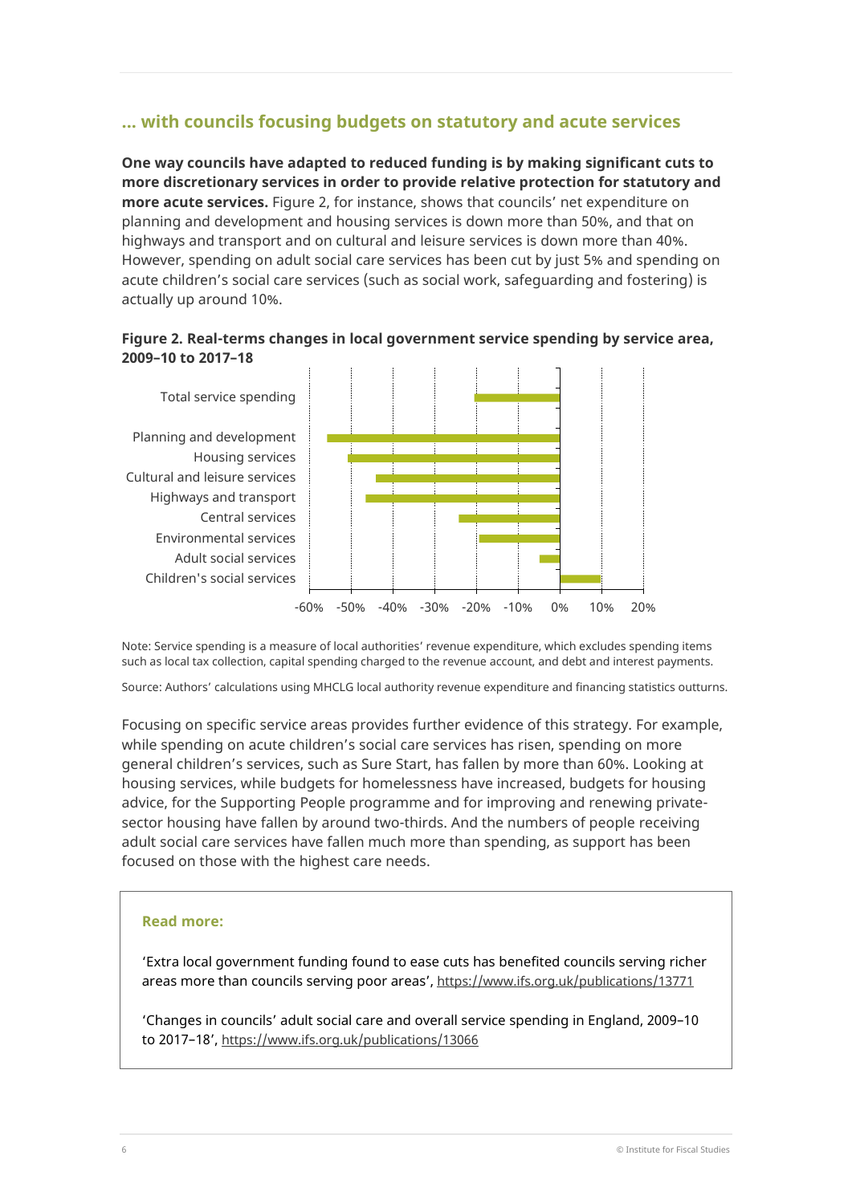## … with councils focusing budgets on statutory and acute services

**One way councils have adapted to reduced funding is by making significant cuts to more discretionary services in order to provide relative protection for statutory and more acute services.** Figure 2, for instance, shows that councils' net expenditure on planning and development and housing services is down more than 50%, and that on highways and transport and on cultural and leisure services is down more than 40%. However, spending on adult social care services has been cut by just 5% and spending on acute children's social care services (such as social work, safeguarding and fostering) is actually up around 10%.

**Figure 2. Real-terms changes in local government service spending by service area, 2009–10 to 2017–18**

Note: Service spending is a measure of local authorities' revenue expenditure, which excludes spending items such as local tax collection, capital spending charged to the revenue account, and debt and interest payments.

Source: Authors' calculations using MHCLG local authority revenue expenditure and financing statistics outturns.

Focusing on specific service areas provides further evidence of this strategy. For example, while spending on acute children's social care services has risen, spending on more general children's services, such as Sure Start, has fallen by more than 60%. Looking at housing services, while budgets for homelessness have increased, budgets for housing advice, for the Supporting People programme and for improving and renewing private-sector housing have fallen by around two-thirds. And the numbers of people receiving adult social care services have fallen much more than spending, as support has been focused on those with the highest care needs.

**Read more:**

'Extra local government funding found to ease cuts has benefited councils serving richer areas more than councils serving poor areas', https://www.ifs.org.uk/publications/13771

'Changes in councils' adult social care and overall service spending in England, 2009–10 to 2017–18', https://www.ifs.org.uk/publications/13066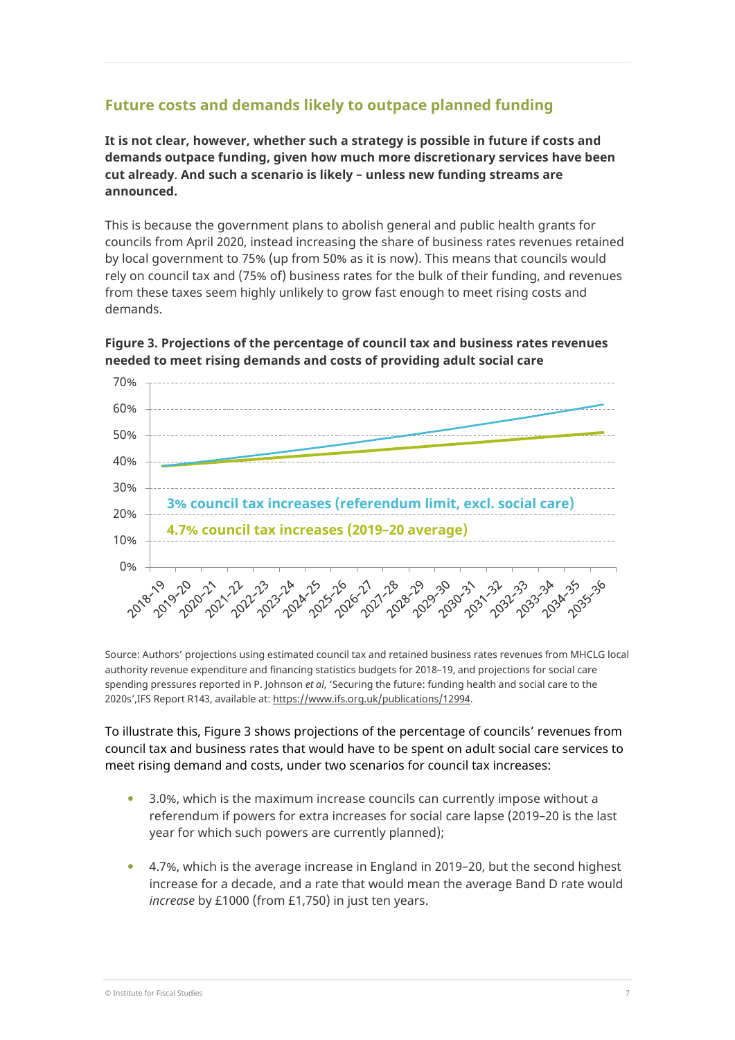## Future costs and demands likely to outpace planned funding

**It is not clear, however, whether such a strategy is possible in future if costs and demands outpace funding, given how much more discretionary services have been cut already. And such a scenario is likely – unless new funding streams are announced.**

This is because the government plans to abolish general and public health grants for councils from April 2020, instead increasing the share of business rates revenues retained by local government to 75% (up from 50% as it is now). This means that councils would rely on council tax and (75% of) business rates for the bulk of their funding, and revenues from these taxes seem highly unlikely to grow fast enough to meet rising costs and demands.

**Figure 3. Projections of the percentage of council tax and business rates revenues needed to meet rising demands and costs of providing adult social care**

Source: Authors' projections using estimated council tax and retained business rates revenues from MHCLG local authority revenue expenditure and financing statistics budgets for 2018–19, and projections for social care spending pressures reported in P. Johnson *et al*, 'Securing the future: funding health and social care to the 2020s', IFS Report R143, available at: https://www.ifs.org.uk/publications/12994.

To illustrate this, Figure 3 shows projections of the percentage of councils' revenues from council tax and business rates that would have to be spent on adult social care services to meet rising demand and costs, under two scenarios for council tax increases:

- 3.0%, which is the maximum increase councils can currently impose without a referendum if powers for extra increases for social care lapse (2019–20 is the last year for which such powers are currently planned);
- 4.7%, which is the average increase in England in 2019–20, but the second highest increase for a decade, and a rate that would mean the average Band D rate would *increase* by £1000 (from £1,750) in just ten years.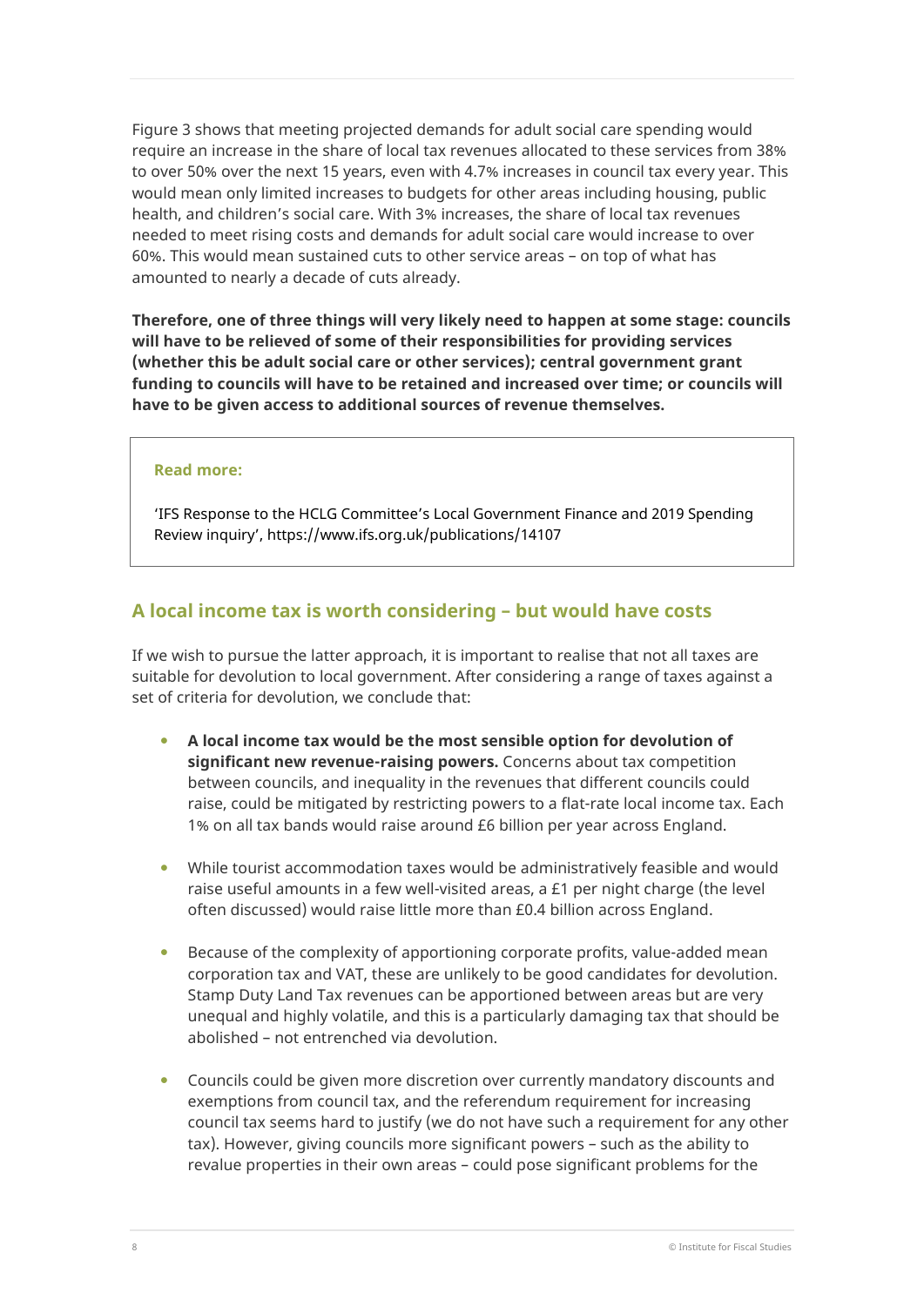Figure 3 shows that meeting projected demands for adult social care spending would require an increase in the share of local tax revenues allocated to these services from 38% to over 50% over the next 15 years, even with 4.7% increases in council tax every year. This would mean only limited increases to budgets for other areas including housing, public health, and children's social care. With 3% increases, the share of local tax revenues needed to meet rising costs and demands for adult social care would increase to over 60%. This would mean sustained cuts to other service areas – on top of what has amounted to nearly a decade of cuts already.

**Therefore, one of three things will very likely need to happen at some stage: councils will have to be relieved of some of their responsibilities for providing services (whether this be adult social care or other services); central government grant funding to councils will have to be retained and increased over time; or councils will have to be given access to additional sources of revenue themselves.**

> **Read more:**
>
> 'IFS Response to the HCLG Committee's Local Government Finance and 2019 Spending Review inquiry', https://www.ifs.org.uk/publications/14107

## A local income tax is worth considering – but would have costs

If we wish to pursue the latter approach, it is important to realise that not all taxes are suitable for devolution to local government. After considering a range of taxes against a set of criteria for devolution, we conclude that:

- **A local income tax would be the most sensible option for devolution of significant new revenue-raising powers.** Concerns about tax competition between councils, and inequality in the revenues that different councils could raise, could be mitigated by restricting powers to a flat-rate local income tax. Each 1% on all tax bands would raise around £6 billion per year across England.

- While tourist accommodation taxes would be administratively feasible and would raise useful amounts in a few well-visited areas, a £1 per night charge (the level often discussed) would raise little more than £0.4 billion across England.

- Because of the complexity of apportioning corporate profits, value-added mean corporation tax and VAT, these are unlikely to be good candidates for devolution. Stamp Duty Land Tax revenues can be apportioned between areas but are very unequal and highly volatile, and this is a particularly damaging tax that should be abolished – not entrenched via devolution.

- Councils could be given more discretion over currently mandatory discounts and exemptions from council tax, and the referendum requirement for increasing council tax seems hard to justify (we do not have such a requirement for any other tax). However, giving councils more significant powers – such as the ability to revalue properties in their own areas – could pose significant problems for the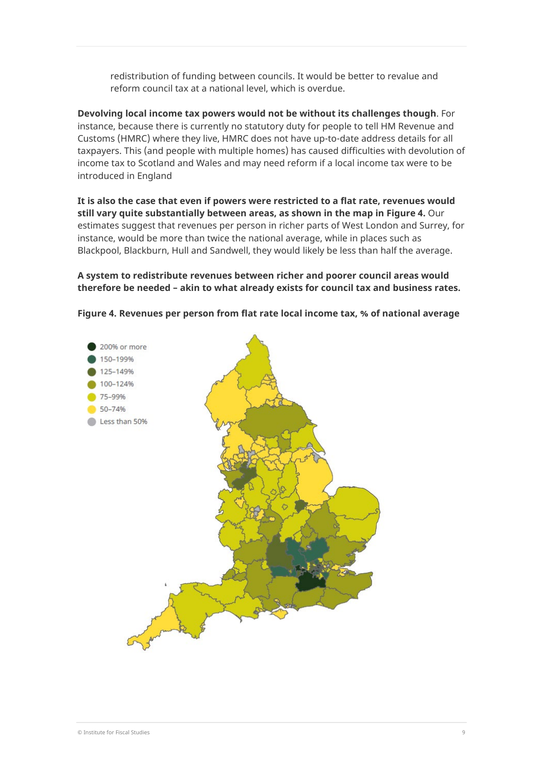redistribution of funding between councils. It would be better to revalue and reform council tax at a national level, which is overdue.

**Devolving local income tax powers would not be without its challenges though**. For instance, because there is currently no statutory duty for people to tell HM Revenue and Customs (HMRC) where they live, HMRC does not have up-to-date address details for all taxpayers. This (and people with multiple homes) has caused difficulties with devolution of income tax to Scotland and Wales and may need reform if a local income tax were to be introduced in England

**It is also the case that even if powers were restricted to a flat rate, revenues would still vary quite substantially between areas, as shown in the map in Figure 4.** Our estimates suggest that revenues per person in richer parts of West London and Surrey, for instance, would be more than twice the national average, while in places such as Blackpool, Blackburn, Hull and Sandwell, they would likely be less than half the average.

**A system to redistribute revenues between richer and poorer council areas would therefore be needed – akin to what already exists for council tax and business rates.**

**Figure 4. Revenues per person from flat rate local income tax, % of national average**

- 200% or more
- 150–199%
- 125–149%
- 100–124%
- 75–99%
- 50–74%
- Less than 50%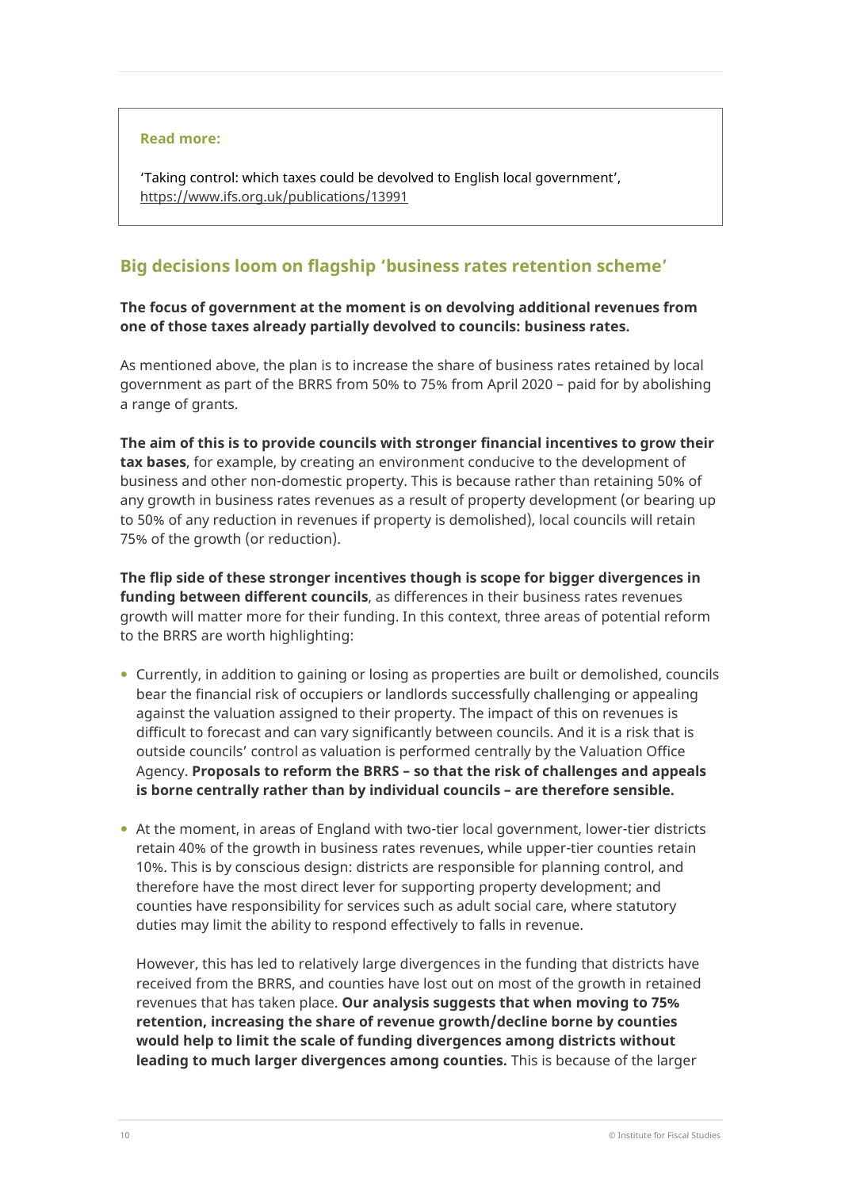**Read more:**

'Taking control: which taxes could be devolved to English local government', https://www.ifs.org.uk/publications/13991

## Big decisions loom on flagship 'business rates retention scheme'

**The focus of government at the moment is on devolving additional revenues from one of those taxes already partially devolved to councils: business rates.**

As mentioned above, the plan is to increase the share of business rates retained by local government as part of the BRRS from 50% to 75% from April 2020 – paid for by abolishing a range of grants.

**The aim of this is to provide councils with stronger financial incentives to grow their tax bases**, for example, by creating an environment conducive to the development of business and other non-domestic property. This is because rather than retaining 50% of any growth in business rates revenues as a result of property development (or bearing up to 50% of any reduction in revenues if property is demolished), local councils will retain 75% of the growth (or reduction).

**The flip side of these stronger incentives though is scope for bigger divergences in funding between different councils**, as differences in their business rates revenues growth will matter more for their funding. In this context, three areas of potential reform to the BRRS are worth highlighting:

- Currently, in addition to gaining or losing as properties are built or demolished, councils bear the financial risk of occupiers or landlords successfully challenging or appealing against the valuation assigned to their property. The impact of this on revenues is difficult to forecast and can vary significantly between councils. And it is a risk that is outside councils' control as valuation is performed centrally by the Valuation Office Agency. **Proposals to reform the BRRS – so that the risk of challenges and appeals is borne centrally rather than by individual councils – are therefore sensible.**

- At the moment, in areas of England with two-tier local government, lower-tier districts retain 40% of the growth in business rates revenues, while upper-tier counties retain 10%. This is by conscious design: districts are responsible for planning control, and therefore have the most direct lever for supporting property development; and counties have responsibility for services such as adult social care, where statutory duties may limit the ability to respond effectively to falls in revenue.

  However, this has led to relatively large divergences in the funding that districts have received from the BRRS, and counties have lost out on most of the growth in retained revenues that has taken place. **Our analysis suggests that when moving to 75% retention, increasing the share of revenue growth/decline borne by counties would help to limit the scale of funding divergences among districts without leading to much larger divergences among counties.** This is because of the larger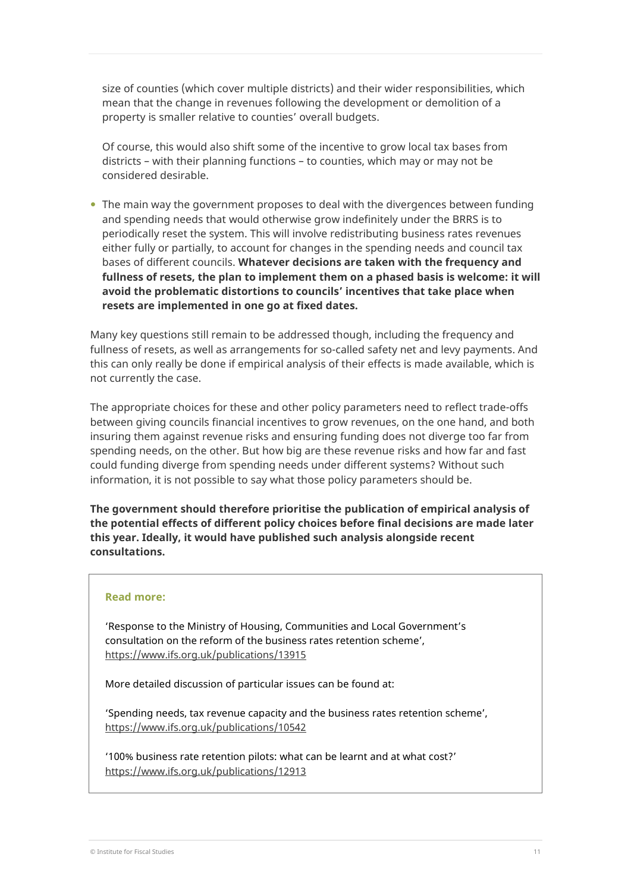size of counties (which cover multiple districts) and their wider responsibilities, which mean that the change in revenues following the development or demolition of a property is smaller relative to counties' overall budgets.

Of course, this would also shift some of the incentive to grow local tax bases from districts – with their planning functions – to counties, which may or may not be considered desirable.

- The main way the government proposes to deal with the divergences between funding and spending needs that would otherwise grow indefinitely under the BRRS is to periodically reset the system. This will involve redistributing business rates revenues either fully or partially, to account for changes in the spending needs and council tax bases of different councils. **Whatever decisions are taken with the frequency and fullness of resets, the plan to implement them on a phased basis is welcome: it will avoid the problematic distortions to councils' incentives that take place when resets are implemented in one go at fixed dates.**

Many key questions still remain to be addressed though, including the frequency and fullness of resets, as well as arrangements for so-called safety net and levy payments. And this can only really be done if empirical analysis of their effects is made available, which is not currently the case.

The appropriate choices for these and other policy parameters need to reflect trade-offs between giving councils financial incentives to grow revenues, on the one hand, and both insuring them against revenue risks and ensuring funding does not diverge too far from spending needs, on the other. But how big are these revenue risks and how far and fast could funding diverge from spending needs under different systems? Without such information, it is not possible to say what those policy parameters should be.

**The government should therefore prioritise the publication of empirical analysis of the potential effects of different policy choices before final decisions are made later this year. Ideally, it would have published such analysis alongside recent consultations.**

**Read more:**

'Response to the Ministry of Housing, Communities and Local Government's consultation on the reform of the business rates retention scheme', https://www.ifs.org.uk/publications/13915

More detailed discussion of particular issues can be found at:

'Spending needs, tax revenue capacity and the business rates retention scheme', https://www.ifs.org.uk/publications/10542

'100% business rate retention pilots: what can be learnt and at what cost?' https://www.ifs.org.uk/publications/12913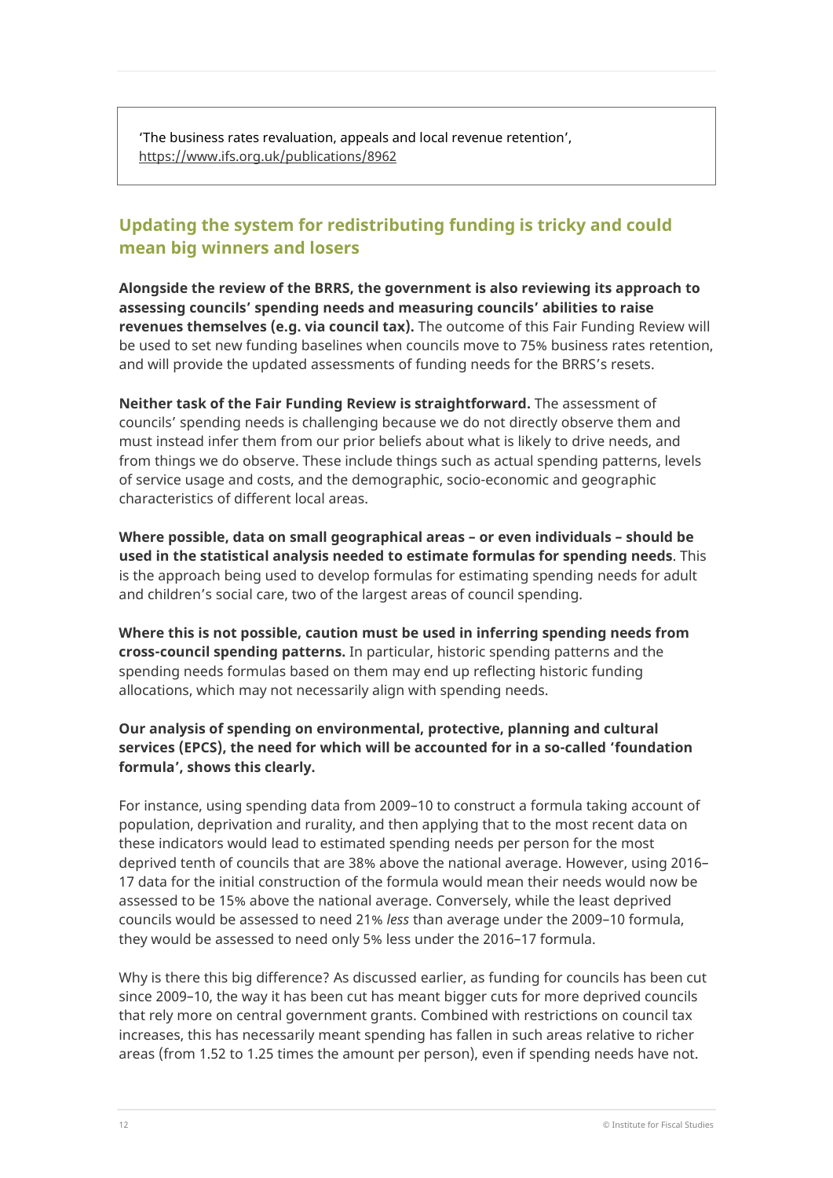'The business rates revaluation, appeals and local revenue retention', https://www.ifs.org.uk/publications/8962

## Updating the system for redistributing funding is tricky and could mean big winners and losers

**Alongside the review of the BRRS, the government is also reviewing its approach to assessing councils' spending needs and measuring councils' abilities to raise revenues themselves (e.g. via council tax).** The outcome of this Fair Funding Review will be used to set new funding baselines when councils move to 75% business rates retention, and will provide the updated assessments of funding needs for the BRRS's resets.

**Neither task of the Fair Funding Review is straightforward.** The assessment of councils' spending needs is challenging because we do not directly observe them and must instead infer them from our prior beliefs about what is likely to drive needs, and from things we do observe. These include things such as actual spending patterns, levels of service usage and costs, and the demographic, socio-economic and geographic characteristics of different local areas.

**Where possible, data on small geographical areas – or even individuals – should be used in the statistical analysis needed to estimate formulas for spending needs**. This is the approach being used to develop formulas for estimating spending needs for adult and children's social care, two of the largest areas of council spending.

**Where this is not possible, caution must be used in inferring spending needs from cross-council spending patterns.** In particular, historic spending patterns and the spending needs formulas based on them may end up reflecting historic funding allocations, which may not necessarily align with spending needs.

**Our analysis of spending on environmental, protective, planning and cultural services (EPCS), the need for which will be accounted for in a so-called 'foundation formula', shows this clearly.**

For instance, using spending data from 2009–10 to construct a formula taking account of population, deprivation and rurality, and then applying that to the most recent data on these indicators would lead to estimated spending needs per person for the most deprived tenth of councils that are 38% above the national average. However, using 2016–17 data for the initial construction of the formula would mean their needs would now be assessed to be 15% above the national average. Conversely, while the least deprived councils would be assessed to need 21% *less* than average under the 2009–10 formula, they would be assessed to need only 5% less under the 2016–17 formula.

Why is there this big difference? As discussed earlier, as funding for councils has been cut since 2009–10, the way it has been cut has meant bigger cuts for more deprived councils that rely more on central government grants. Combined with restrictions on council tax increases, this has necessarily meant spending has fallen in such areas relative to richer areas (from 1.52 to 1.25 times the amount per person), even if spending needs have not.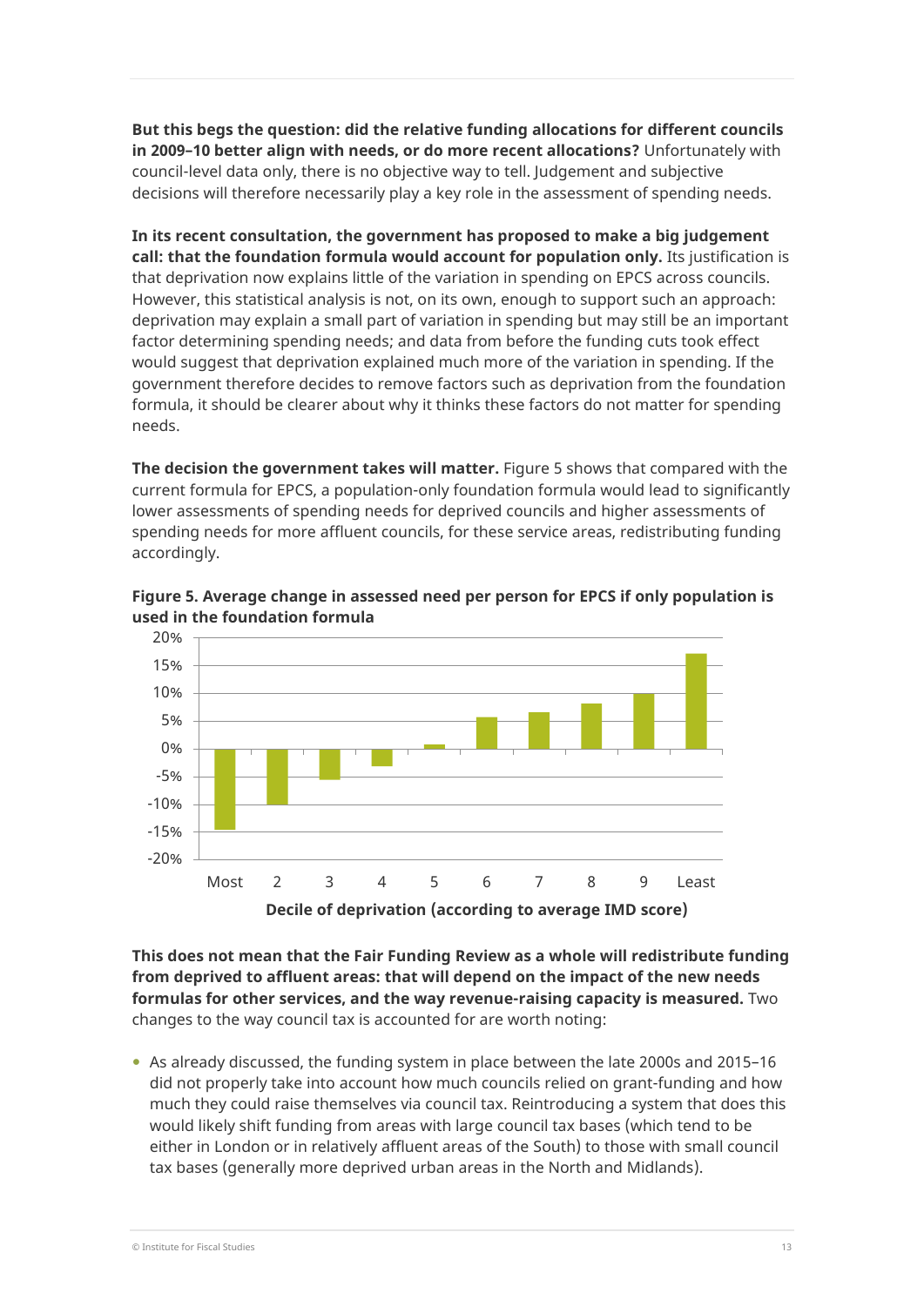**But this begs the question: did the relative funding allocations for different councils in 2009–10 better align with needs, or do more recent allocations?** Unfortunately with council-level data only, there is no objective way to tell. Judgement and subjective decisions will therefore necessarily play a key role in the assessment of spending needs.

**In its recent consultation, the government has proposed to make a big judgement call: that the foundation formula would account for population only.** Its justification is that deprivation now explains little of the variation in spending on EPCS across councils. However, this statistical analysis is not, on its own, enough to support such an approach: deprivation may explain a small part of variation in spending but may still be an important factor determining spending needs; and data from before the funding cuts took effect would suggest that deprivation explained much more of the variation in spending. If the government therefore decides to remove factors such as deprivation from the foundation formula, it should be clearer about why it thinks these factors do not matter for spending needs.

**The decision the government takes will matter.** Figure 5 shows that compared with the current formula for EPCS, a population-only foundation formula would lead to significantly lower assessments of spending needs for deprived councils and higher assessments of spending needs for more affluent councils, for these service areas, redistributing funding accordingly.

**Figure 5. Average change in assessed need per person for EPCS if only population is used in the foundation formula**

**This does not mean that the Fair Funding Review as a whole will redistribute funding from deprived to affluent areas: that will depend on the impact of the new needs formulas for other services, and the way revenue-raising capacity is measured.** Two changes to the way council tax is accounted for are worth noting:

- As already discussed, the funding system in place between the late 2000s and 2015–16 did not properly take into account how much councils relied on grant-funding and how much they could raise themselves via council tax. Reintroducing a system that does this would likely shift funding from areas with large council tax bases (which tend to be either in London or in relatively affluent areas of the South) to those with small council tax bases (generally more deprived urban areas in the North and Midlands).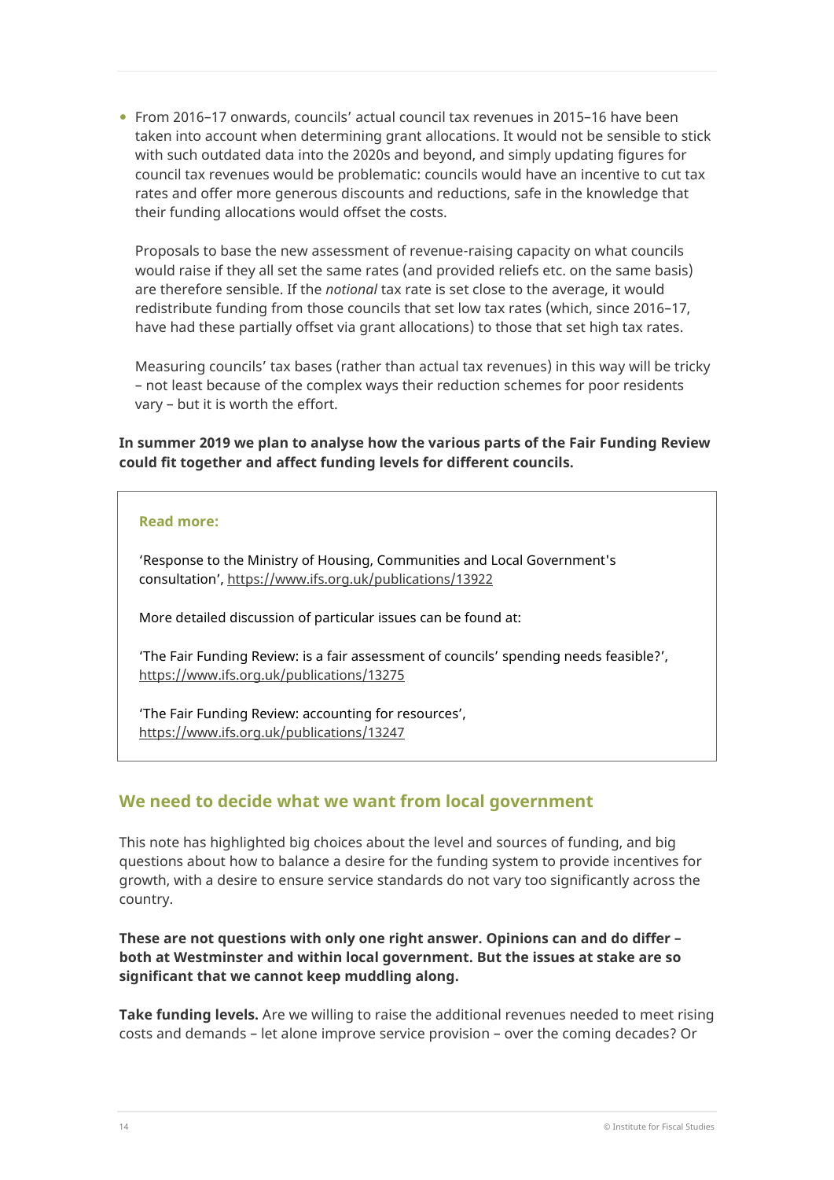- From 2016–17 onwards, councils' actual council tax revenues in 2015–16 have been taken into account when determining grant allocations. It would not be sensible to stick with such outdated data into the 2020s and beyond, and simply updating figures for council tax revenues would be problematic: councils would have an incentive to cut tax rates and offer more generous discounts and reductions, safe in the knowledge that their funding allocations would offset the costs.

  Proposals to base the new assessment of revenue-raising capacity on what councils would raise if they all set the same rates (and provided reliefs etc. on the same basis) are therefore sensible. If the *notional* tax rate is set close to the average, it would redistribute funding from those councils that set low tax rates (which, since 2016–17, have had these partially offset via grant allocations) to those that set high tax rates.

  Measuring councils' tax bases (rather than actual tax revenues) in this way will be tricky – not least because of the complex ways their reduction schemes for poor residents vary – but it is worth the effort.

**In summer 2019 we plan to analyse how the various parts of the Fair Funding Review could fit together and affect funding levels for different councils.**

> **Read more:**
>
> 'Response to the Ministry of Housing, Communities and Local Government's consultation', https://www.ifs.org.uk/publications/13922
>
> More detailed discussion of particular issues can be found at:
>
> 'The Fair Funding Review: is a fair assessment of councils' spending needs feasible?', https://www.ifs.org.uk/publications/13275
>
> 'The Fair Funding Review: accounting for resources', https://www.ifs.org.uk/publications/13247

## We need to decide what we want from local government

This note has highlighted big choices about the level and sources of funding, and big questions about how to balance a desire for the funding system to provide incentives for growth, with a desire to ensure service standards do not vary too significantly across the country.

**These are not questions with only one right answer. Opinions can and do differ – both at Westminster and within local government. But the issues at stake are so significant that we cannot keep muddling along.**

**Take funding levels.** Are we willing to raise the additional revenues needed to meet rising costs and demands – let alone improve service provision – over the coming decades? Or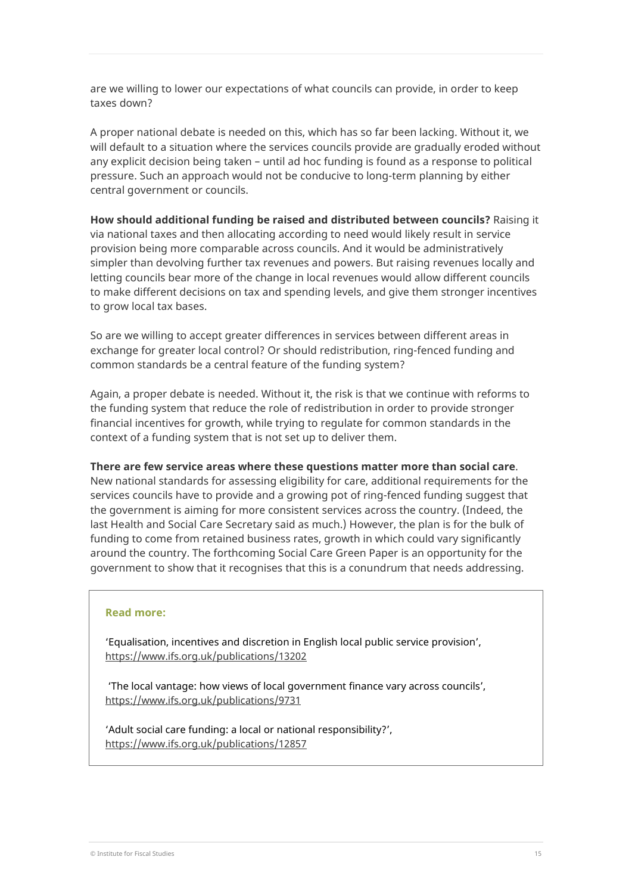are we willing to lower our expectations of what councils can provide, in order to keep taxes down?

A proper national debate is needed on this, which has so far been lacking. Without it, we will default to a situation where the services councils provide are gradually eroded without any explicit decision being taken – until ad hoc funding is found as a response to political pressure. Such an approach would not be conducive to long-term planning by either central government or councils.

**How should additional funding be raised and distributed between councils?** Raising it via national taxes and then allocating according to need would likely result in service provision being more comparable across councils. And it would be administratively simpler than devolving further tax revenues and powers. But raising revenues locally and letting councils bear more of the change in local revenues would allow different councils to make different decisions on tax and spending levels, and give them stronger incentives to grow local tax bases.

So are we willing to accept greater differences in services between different areas in exchange for greater local control? Or should redistribution, ring-fenced funding and common standards be a central feature of the funding system?

Again, a proper debate is needed. Without it, the risk is that we continue with reforms to the funding system that reduce the role of redistribution in order to provide stronger financial incentives for growth, while trying to regulate for common standards in the context of a funding system that is not set up to deliver them.

**There are few service areas where these questions matter more than social care**. New national standards for assessing eligibility for care, additional requirements for the services councils have to provide and a growing pot of ring-fenced funding suggest that the government is aiming for more consistent services across the country. (Indeed, the last Health and Social Care Secretary said as much.) However, the plan is for the bulk of funding to come from retained business rates, growth in which could vary significantly around the country. The forthcoming Social Care Green Paper is an opportunity for the government to show that it recognises that this is a conundrum that needs addressing.

**Read more:**

'Equalisation, incentives and discretion in English local public service provision', https://www.ifs.org.uk/publications/13202

'The local vantage: how views of local government finance vary across councils', https://www.ifs.org.uk/publications/9731

'Adult social care funding: a local or national responsibility?', https://www.ifs.org.uk/publications/12857